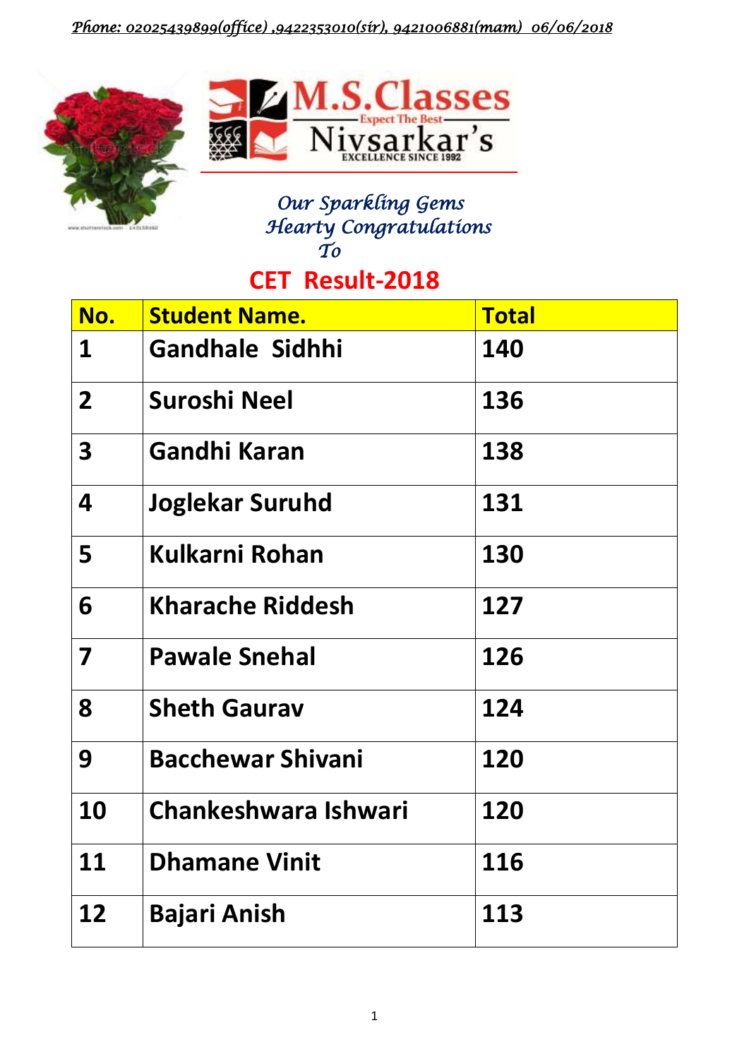*Phone: 02025439899(office) ,9422353010(sir), 9421006881(mam) 06/06/2018*

# M.S.Classes

Expect The Best

Nivsarkar's

EXCELLENCE SINCE 1992

*Our Sparkling Gems*
*Hearty Congratulations*
*To*

## CET Result-2018

| No. | Student Name. | Total |
|---|---|---|
| 1 | Gandhale Sidhhi | 140 |
| 2 | Suroshi Neel | 136 |
| 3 | Gandhi Karan | 138 |
| 4 | Joglekar Suruhd | 131 |
| 5 | Kulkarni Rohan | 130 |
| 6 | Kharache Riddesh | 127 |
| 7 | Pawale Snehal | 126 |
| 8 | Sheth Gaurav | 124 |
| 9 | Bacchewar Shivani | 120 |
| 10 | Chankeshwara Ishwari | 120 |
| 11 | Dhamane Vinit | 116 |
| 12 | Bajari Anish | 113 |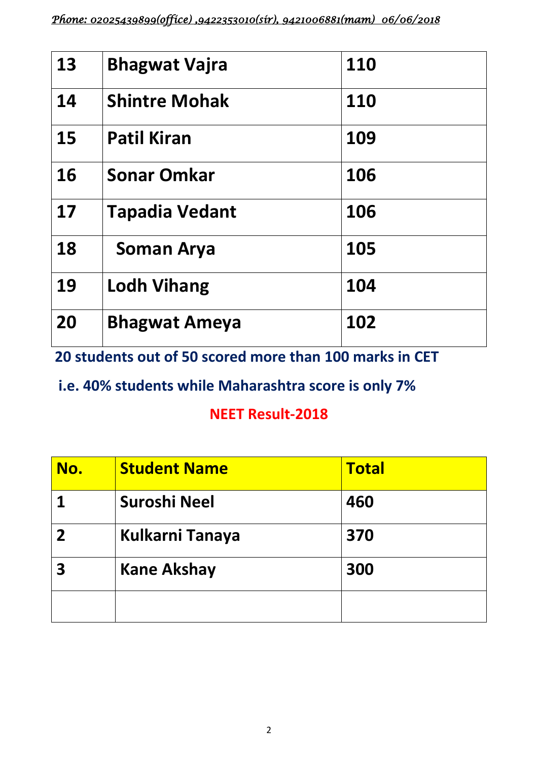*Phone: 02025439899(office) ,9422353010(sir), 9421006881(mam) 06/06/2018*

| | | |
|---|---|---|
| **13** | **Bhagwat Vajra** | **110** |
| **14** | **Shintre Mohak** | **110** |
| **15** | **Patil Kiran** | **109** |
| **16** | **Sonar Omkar** | **106** |
| **17** | **Tapadia Vedant** | **106** |
| **18** | **Soman Arya** | **105** |
| **19** | **Lodh Vihang** | **104** |
| **20** | **Bhagwat Ameya** | **102** |

**20 students out of 50 scored more than 100 marks in CET**

**i.e. 40% students while Maharashtra score is only 7%**

**NEET Result-2018**

| No. | Student Name | Total |
|---|---|---|
| **1** | **Suroshi Neel** | **460** |
| **2** | **Kulkarni Tanaya** | **370** |
| **3** | **Kane Akshay** | **300** |
| | | |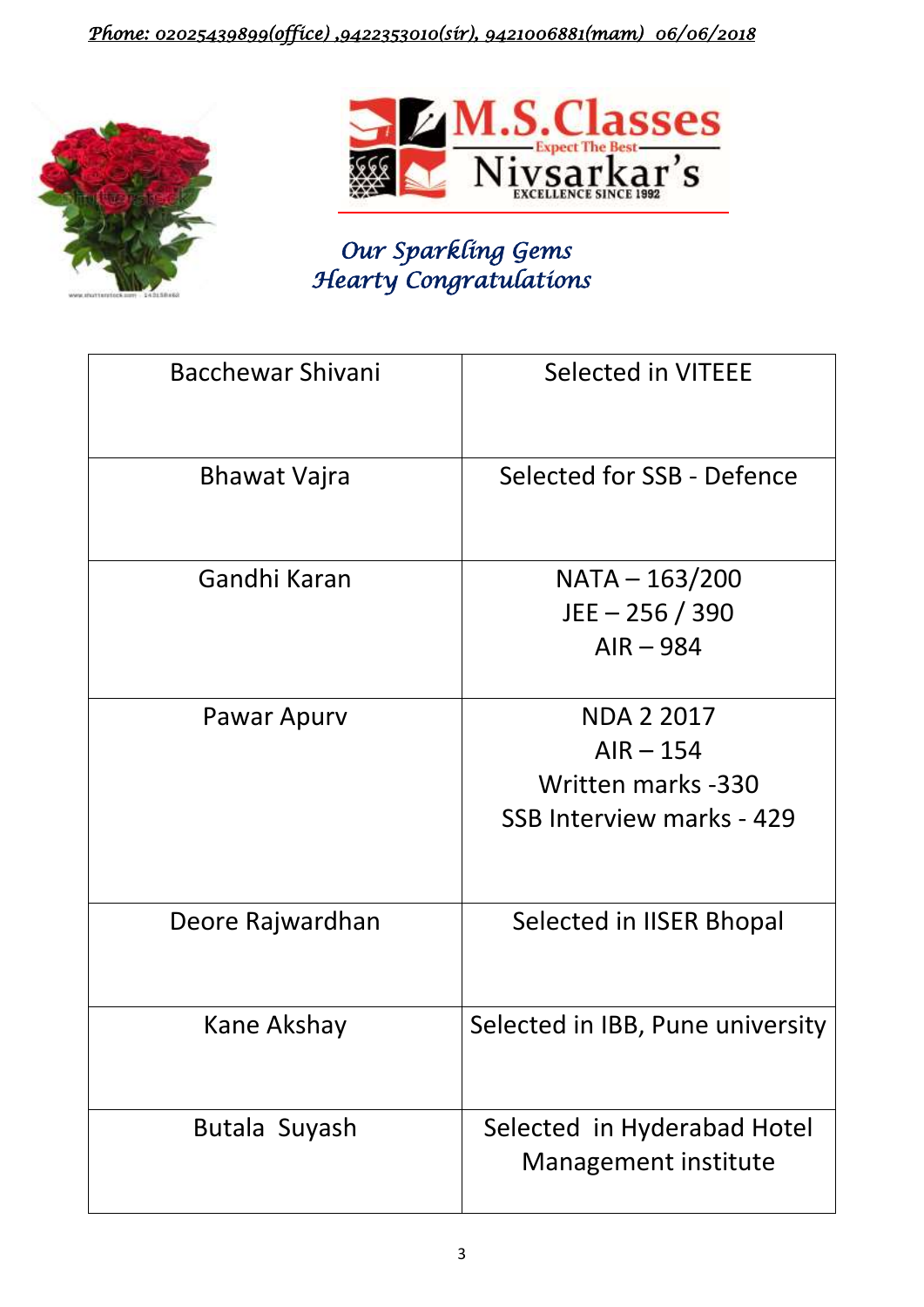*Phone: 02025439899(office) ,9422353010(sir), 9421006881(mam)  06/06/2018*

M.S.Classes
Expect The Best
Nivsarkar's
EXCELLENCE SINCE 1992

*Our Sparkling Gems*
*Hearty Congratulations*

| Bacchewar Shivani | Selected in VITEEE |
|---|---|
| Bhawat Vajra | Selected for SSB - Defence |
| Gandhi Karan | NATA – 163/200<br>JEE – 256 / 390<br>AIR – 984 |
| Pawar Apurv | NDA 2 2017<br>AIR – 154<br>Written marks -330<br>SSB Interview marks - 429 |
| Deore Rajwardhan | Selected in IISER Bhopal |
| Kane Akshay | Selected in IBB, Pune university |
| Butala Suyash | Selected in Hyderabad Hotel Management institute |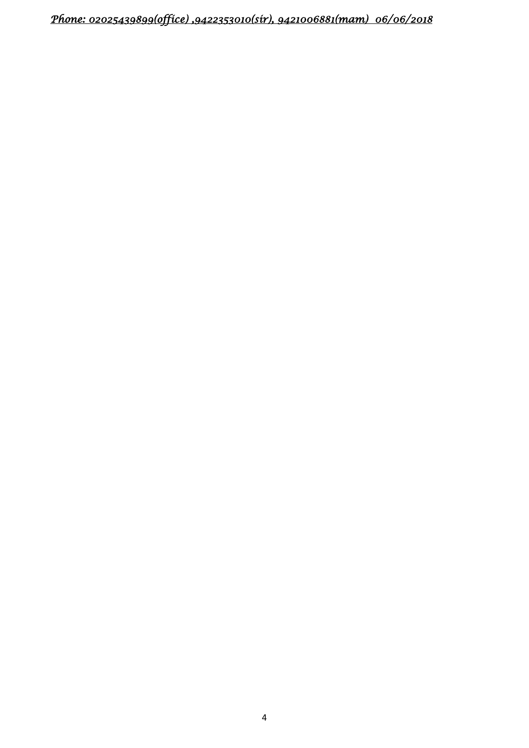***Phone: 02025439899(office) ,9422353010(sir), 9421006881(mam) 06/06/2018***